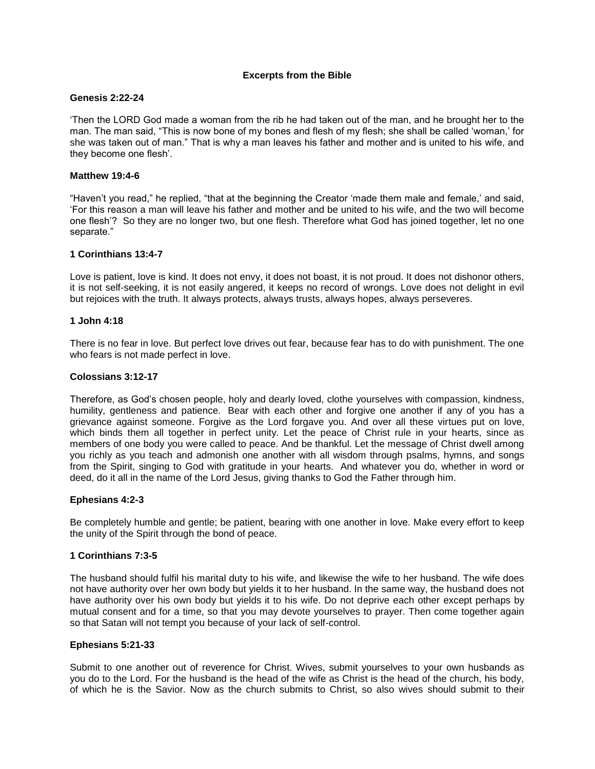# Excerpts from the Bible

## Genesis 2:22-24

'Then the LORD God made a woman from the rib he had taken out of the man, and he brought her to the man. The man said, "This is now bone of my bones and flesh of my flesh; she shall be called 'woman,' for she was taken out of man." That is why a man leaves his father and mother and is united to his wife, and they become one flesh'.

## Matthew 19:4-6

"Haven't you read," he replied, "that at the beginning the Creator 'made them male and female,' and said, 'For this reason a man will leave his father and mother and be united to his wife, and the two will become one flesh'? So they are no longer two, but one flesh. Therefore what God has joined together, let no one separate."

## 1 Corinthians 13:4-7

Love is patient, love is kind. It does not envy, it does not boast, it is not proud. It does not dishonor others, it is not self-seeking, it is not easily angered, it keeps no record of wrongs. Love does not delight in evil but rejoices with the truth. It always protects, always trusts, always hopes, always perseveres.

## 1 John 4:18

There is no fear in love. But perfect love drives out fear, because fear has to do with punishment. The one who fears is not made perfect in love.

## Colossians 3:12-17

Therefore, as God's chosen people, holy and dearly loved, clothe yourselves with compassion, kindness, humility, gentleness and patience. Bear with each other and forgive one another if any of you has a grievance against someone. Forgive as the Lord forgave you. And over all these virtues put on love, which binds them all together in perfect unity. Let the peace of Christ rule in your hearts, since as members of one body you were called to peace. And be thankful. Let the message of Christ dwell among you richly as you teach and admonish one another with all wisdom through psalms, hymns, and songs from the Spirit, singing to God with gratitude in your hearts. And whatever you do, whether in word or deed, do it all in the name of the Lord Jesus, giving thanks to God the Father through him.

## Ephesians 4:2-3

Be completely humble and gentle; be patient, bearing with one another in love. Make every effort to keep the unity of the Spirit through the bond of peace.

## 1 Corinthians 7:3-5

The husband should fulfil his marital duty to his wife, and likewise the wife to her husband. The wife does not have authority over her own body but yields it to her husband. In the same way, the husband does not have authority over his own body but yields it to his wife. Do not deprive each other except perhaps by mutual consent and for a time, so that you may devote yourselves to prayer. Then come together again so that Satan will not tempt you because of your lack of self-control.

## Ephesians 5:21-33

Submit to one another out of reverence for Christ. Wives, submit yourselves to your own husbands as you do to the Lord. For the husband is the head of the wife as Christ is the head of the church, his body, of which he is the Savior. Now as the church submits to Christ, so also wives should submit to their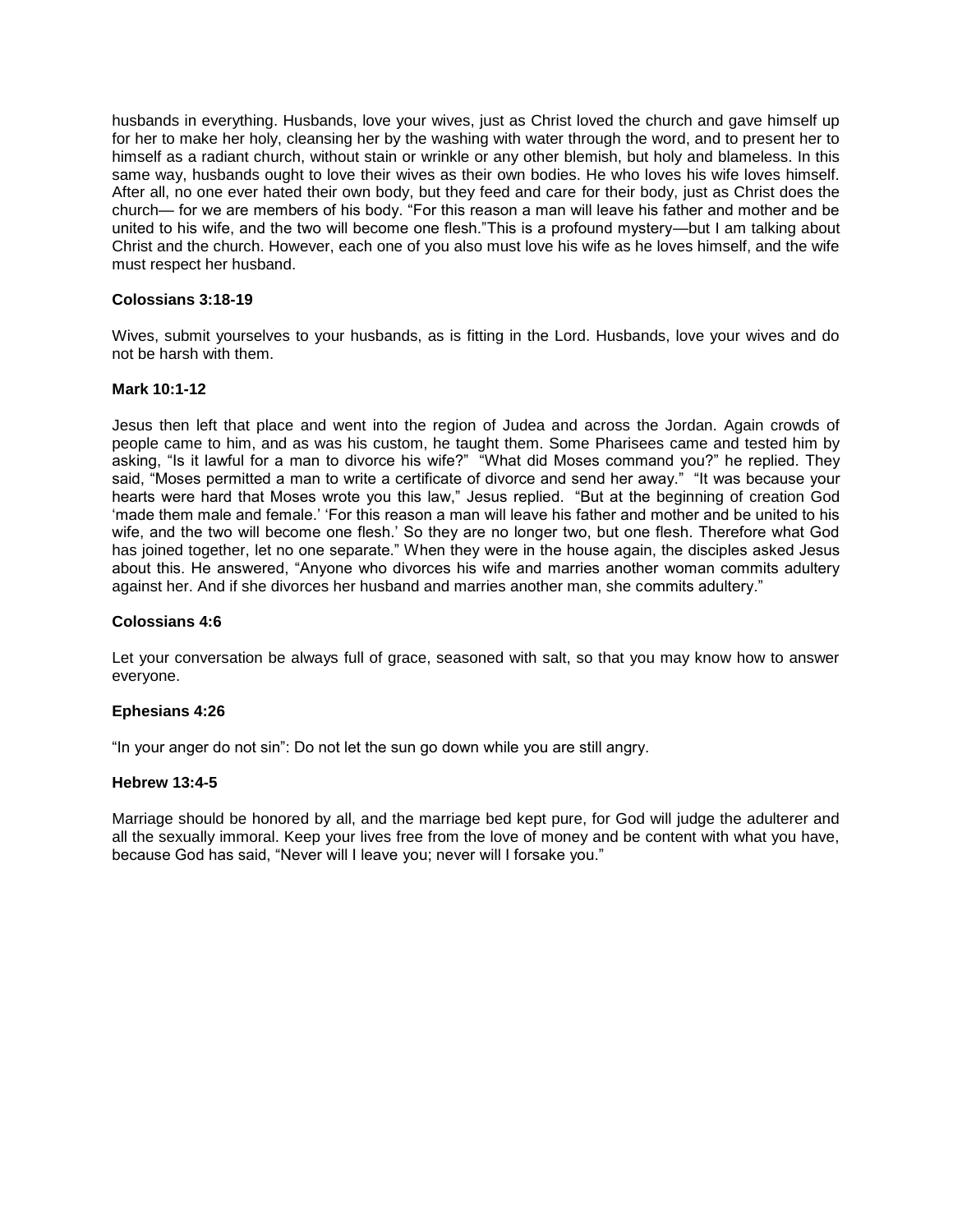husbands in everything. Husbands, love your wives, just as Christ loved the church and gave himself up for her to make her holy, cleansing her by the washing with water through the word, and to present her to himself as a radiant church, without stain or wrinkle or any other blemish, but holy and blameless. In this same way, husbands ought to love their wives as their own bodies. He who loves his wife loves himself. After all, no one ever hated their own body, but they feed and care for their body, just as Christ does the church— for we are members of his body. “For this reason a man will leave his father and mother and be united to his wife, and the two will become one flesh.”This is a profound mystery—but I am talking about Christ and the church. However, each one of you also must love his wife as he loves himself, and the wife must respect her husband.

**Colossians 3:18-19**

Wives, submit yourselves to your husbands, as is fitting in the Lord. Husbands, love your wives and do not be harsh with them.

**Mark 10:1-12**

Jesus then left that place and went into the region of Judea and across the Jordan. Again crowds of people came to him, and as was his custom, he taught them. Some Pharisees came and tested him by asking, “Is it lawful for a man to divorce his wife?” “What did Moses command you?” he replied. They said, “Moses permitted a man to write a certificate of divorce and send her away.” “It was because your hearts were hard that Moses wrote you this law,” Jesus replied. “But at the beginning of creation God ‘made them male and female.’ ‘For this reason a man will leave his father and mother and be united to his wife, and the two will become one flesh.’ So they are no longer two, but one flesh. Therefore what God has joined together, let no one separate.” When they were in the house again, the disciples asked Jesus about this. He answered, “Anyone who divorces his wife and marries another woman commits adultery against her. And if she divorces her husband and marries another man, she commits adultery.”

**Colossians 4:6**

Let your conversation be always full of grace, seasoned with salt, so that you may know how to answer everyone.

**Ephesians 4:26**

“In your anger do not sin”: Do not let the sun go down while you are still angry.

**Hebrew 13:4-5**

Marriage should be honored by all, and the marriage bed kept pure, for God will judge the adulterer and all the sexually immoral. Keep your lives free from the love of money and be content with what you have, because God has said, “Never will I leave you; never will I forsake you.”